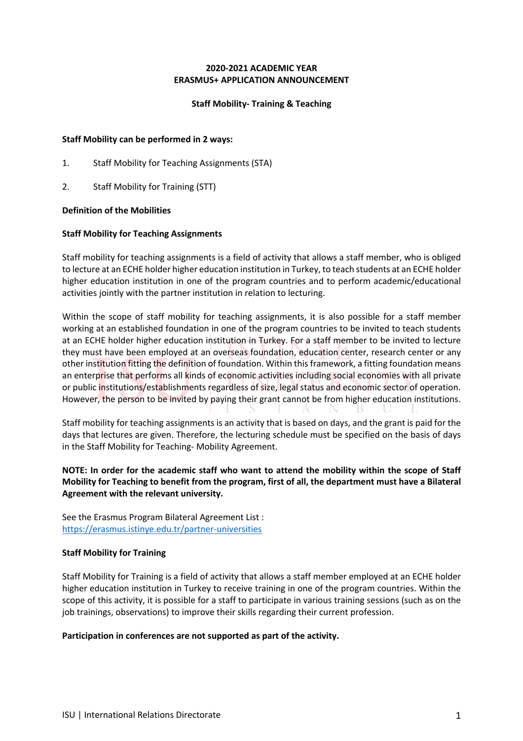# 2020-2021 ACADEMIC YEAR
# ERASMUS+ APPLICATION ANNOUNCEMENT

## Staff Mobility- Training & Teaching

**Staff Mobility can be performed in 2 ways:**

1. Staff Mobility for Teaching Assignments (STA)
2. Staff Mobility for Training (STT)

**Definition of the Mobilities**

**Staff Mobility for Teaching Assignments**

Staff mobility for teaching assignments is a field of activity that allows a staff member, who is obliged to lecture at an ECHE holder higher education institution in Turkey, to teach students at an ECHE holder higher education institution in one of the program countries and to perform academic/educational activities jointly with the partner institution in relation to lecturing.

Within the scope of staff mobility for teaching assignments, it is also possible for a staff member working at an established foundation in one of the program countries to be invited to teach students at an ECHE holder higher education institution in Turkey. For a staff member to be invited to lecture they must have been employed at an overseas foundation, education center, research center or any other institution fitting the definition of foundation. Within this framework, a fitting foundation means an enterprise that performs all kinds of economic activities including social economies with all private or public institutions/establishments regardless of size, legal status and economic sector of operation. However, the person to be invited by paying their grant cannot be from higher education institutions.

Staff mobility for teaching assignments is an activity that is based on days, and the grant is paid for the days that lectures are given. Therefore, the lecturing schedule must be specified on the basis of days in the Staff Mobility for Teaching- Mobility Agreement.

**NOTE: In order for the academic staff who want to attend the mobility within the scope of Staff Mobility for Teaching to benefit from the program, first of all, the department must have a Bilateral Agreement with the relevant university.**

See the Erasmus Program Bilateral Agreement List :
https://erasmus.istinye.edu.tr/partner-universities

**Staff Mobility for Training**

Staff Mobility for Training is a field of activity that allows a staff member employed at an ECHE holder higher education institution in Turkey to receive training in one of the program countries. Within the scope of this activity, it is possible for a staff to participate in various training sessions (such as on the job trainings, observations) to improve their skills regarding their current profession.

**Participation in conferences are not supported as part of the activity.**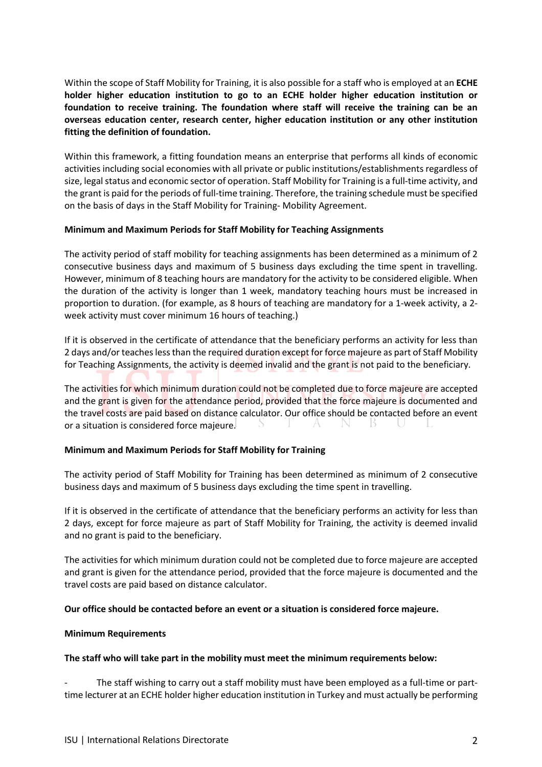Within the scope of Staff Mobility for Training, it is also possible for a staff who is employed at an **ECHE holder higher education institution to go to an ECHE holder higher education institution or foundation to receive training. The foundation where staff will receive the training can be an overseas education center, research center, higher education institution or any other institution fitting the definition of foundation.**

Within this framework, a fitting foundation means an enterprise that performs all kinds of economic activities including social economies with all private or public institutions/establishments regardless of size, legal status and economic sector of operation. Staff Mobility for Training is a full-time activity, and the grant is paid for the periods of full-time training. Therefore, the training schedule must be specified on the basis of days in the Staff Mobility for Training- Mobility Agreement.

**Minimum and Maximum Periods for Staff Mobility for Teaching Assignments**

The activity period of staff mobility for teaching assignments has been determined as a minimum of 2 consecutive business days and maximum of 5 business days excluding the time spent in travelling. However, minimum of 8 teaching hours are mandatory for the activity to be considered eligible. When the duration of the activity is longer than 1 week, mandatory teaching hours must be increased in proportion to duration. (for example, as 8 hours of teaching are mandatory for a 1-week activity, a 2-week activity must cover minimum 16 hours of teaching.)

If it is observed in the certificate of attendance that the beneficiary performs an activity for less than 2 days and/or teaches less than the required duration except for force majeure as part of Staff Mobility for Teaching Assignments, the activity is deemed invalid and the grant is not paid to the beneficiary.

The activities for which minimum duration could not be completed due to force majeure are accepted and the grant is given for the attendance period, provided that the force majeure is documented and the travel costs are paid based on distance calculator. Our office should be contacted before an event or a situation is considered force majeure.

**Minimum and Maximum Periods for Staff Mobility for Training**

The activity period of Staff Mobility for Training has been determined as minimum of 2 consecutive business days and maximum of 5 business days excluding the time spent in travelling.

If it is observed in the certificate of attendance that the beneficiary performs an activity for less than 2 days, except for force majeure as part of Staff Mobility for Training, the activity is deemed invalid and no grant is paid to the beneficiary.

The activities for which minimum duration could not be completed due to force majeure are accepted and grant is given for the attendance period, provided that the force majeure is documented and the travel costs are paid based on distance calculator.

**Our office should be contacted before an event or a situation is considered force majeure.**

**Minimum Requirements**

**The staff who will take part in the mobility must meet the minimum requirements below:**

- The staff wishing to carry out a staff mobility must have been employed as a full-time or part-time lecturer at an ECHE holder higher education institution in Turkey and must actually be performing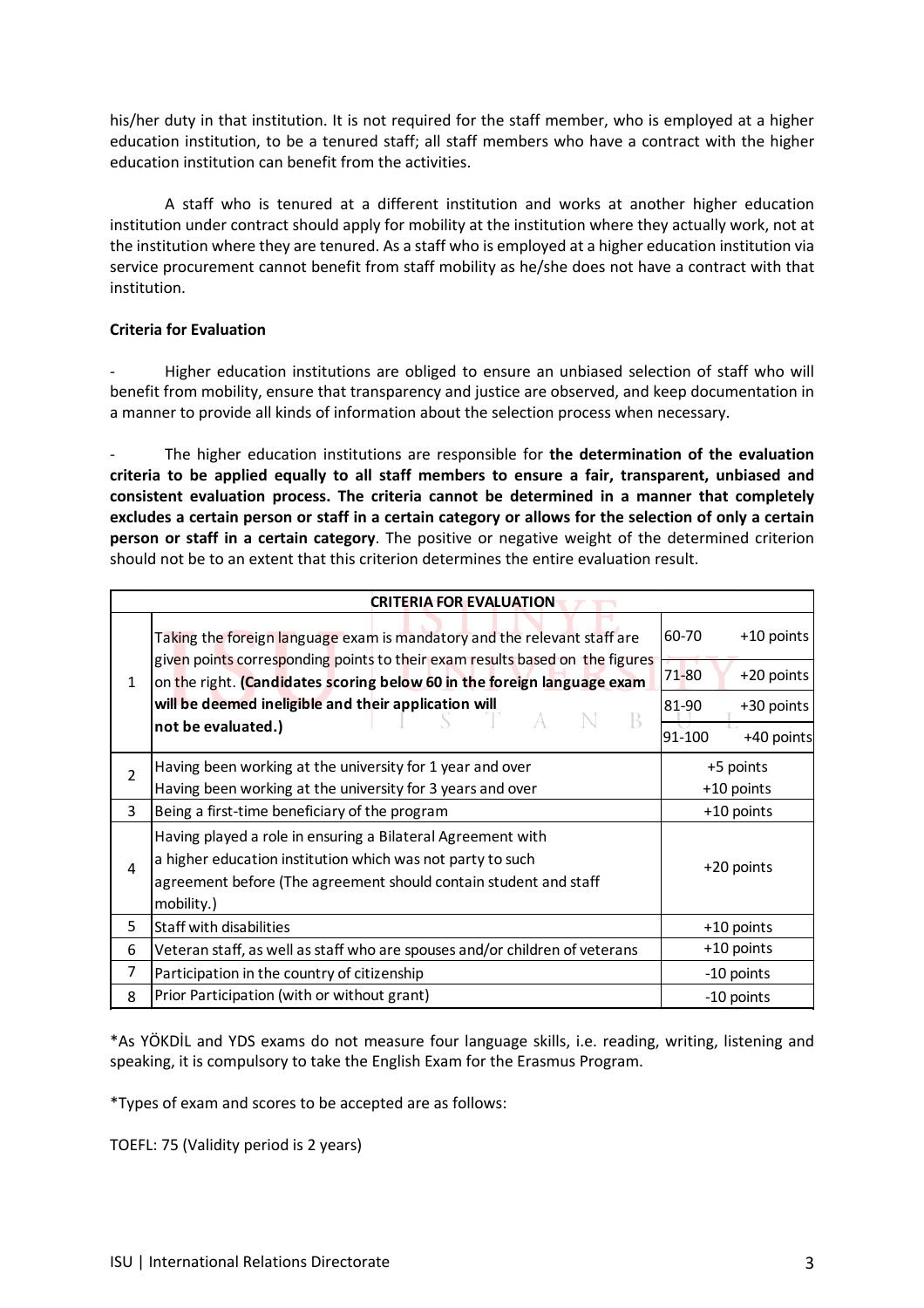his/her duty in that institution. It is not required for the staff member, who is employed at a higher education institution, to be a tenured staff; all staff members who have a contract with the higher education institution can benefit from the activities.

A staff who is tenured at a different institution and works at another higher education institution under contract should apply for mobility at the institution where they actually work, not at the institution where they are tenured. As a staff who is employed at a higher education institution via service procurement cannot benefit from staff mobility as he/she does not have a contract with that institution.

**Criteria for Evaluation**

- Higher education institutions are obliged to ensure an unbiased selection of staff who will benefit from mobility, ensure that transparency and justice are observed, and keep documentation in a manner to provide all kinds of information about the selection process when necessary.

- The higher education institutions are responsible for **the determination of the evaluation criteria to be applied equally to all staff members to ensure a fair, transparent, unbiased and consistent evaluation process. The criteria cannot be determined in a manner that completely excludes a certain person or staff in a certain category or allows for the selection of only a certain person or staff in a certain category**. The positive or negative weight of the determined criterion should not be to an extent that this criterion determines the entire evaluation result.

| | **CRITERIA FOR EVALUATION** | | |
|---|---|---|---|
| 1 | Taking the foreign language exam is mandatory and the relevant staff are given points corresponding points to their exam results based on the figures on the right. **(Candidates scoring below 60 in the foreign language exam will be deemed ineligible and their application will not be evaluated.)** | 60-70 | +10 points |
| | | 71-80 | +20 points |
| | | 81-90 | +30 points |
| | | 91-100 | +40 points |
| 2 | Having been working at the university for 1 year and over<br>Having been working at the university for 3 years and over | +5 points<br>+10 points | |
| 3 | Being a first-time beneficiary of the program | +10 points | |
| 4 | Having played a role in ensuring a Bilateral Agreement with a higher education institution which was not party to such agreement before (The agreement should contain student and staff mobility.) | +20 points | |
| 5 | Staff with disabilities | +10 points | |
| 6 | Veteran staff, as well as staff who are spouses and/or children of veterans | +10 points | |
| 7 | Participation in the country of citizenship | -10 points | |
| 8 | Prior Participation (with or without grant) | -10 points | |

*As YÖKDİL and YDS exams do not measure four language skills, i.e. reading, writing, listening and speaking, it is compulsory to take the English Exam for the Erasmus Program.

*Types of exam and scores to be accepted are as follows:

TOEFL: 75 (Validity period is 2 years)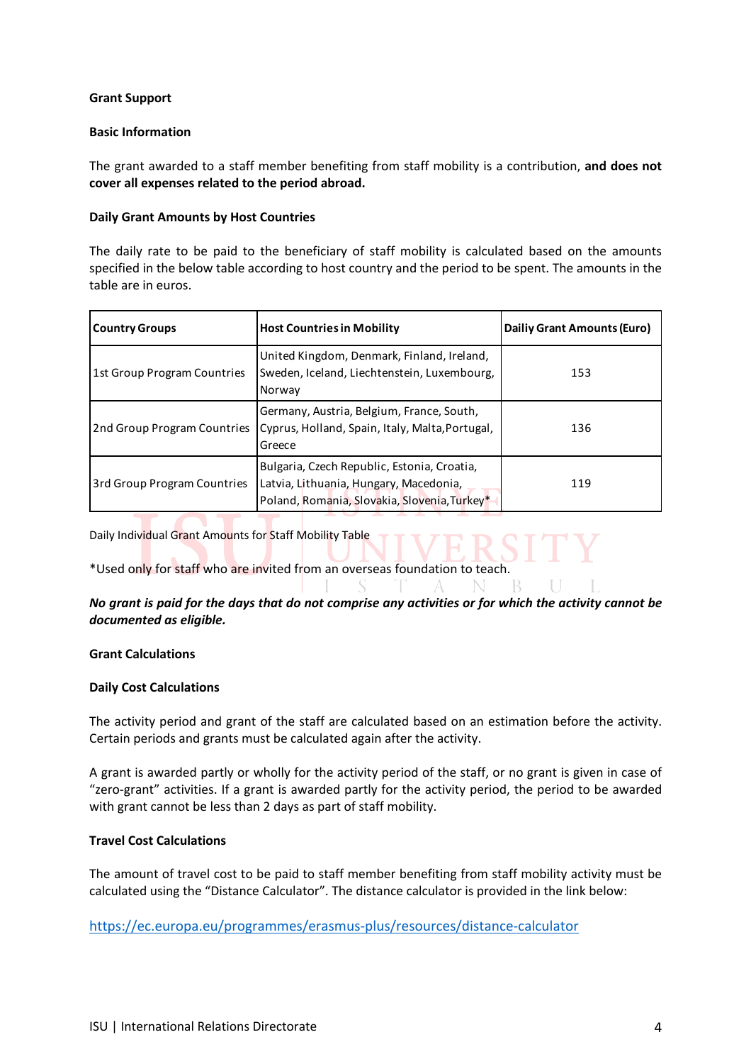**Grant Support**

**Basic Information**

The grant awarded to a staff member benefiting from staff mobility is a contribution, **and does not cover all expenses related to the period abroad.**

**Daily Grant Amounts by Host Countries**

The daily rate to be paid to the beneficiary of staff mobility is calculated based on the amounts specified in the below table according to host country and the period to be spent. The amounts in the table are in euros.

| Country Groups | Host Countries in Mobility | Dailiy Grant Amounts (Euro) |
|---|---|---|
| 1st Group Program Countries | United Kingdom, Denmark, Finland, Ireland, Sweden, Iceland, Liechtenstein, Luxembourg, Norway | 153 |
| 2nd Group Program Countries | Germany, Austria, Belgium, France, South, Cyprus, Holland, Spain, Italy, Malta,Portugal, Greece | 136 |
| 3rd Group Program Countries | Bulgaria, Czech Republic, Estonia, Croatia, Latvia, Lithuania, Hungary, Macedonia, Poland, Romania, Slovakia, Slovenia,Turkey* | 119 |

Daily Individual Grant Amounts for Staff Mobility Table

*Used only for staff who are invited from an overseas foundation to teach.

***No grant is paid for the days that do not comprise any activities or for which the activity cannot be documented as eligible.***

**Grant Calculations**

**Daily Cost Calculations**

The activity period and grant of the staff are calculated based on an estimation before the activity. Certain periods and grants must be calculated again after the activity.

A grant is awarded partly or wholly for the activity period of the staff, or no grant is given in case of "zero-grant" activities. If a grant is awarded partly for the activity period, the period to be awarded with grant cannot be less than 2 days as part of staff mobility.

**Travel Cost Calculations**

The amount of travel cost to be paid to staff member benefiting from staff mobility activity must be calculated using the "Distance Calculator". The distance calculator is provided in the link below:

https://ec.europa.eu/programmes/erasmus-plus/resources/distance-calculator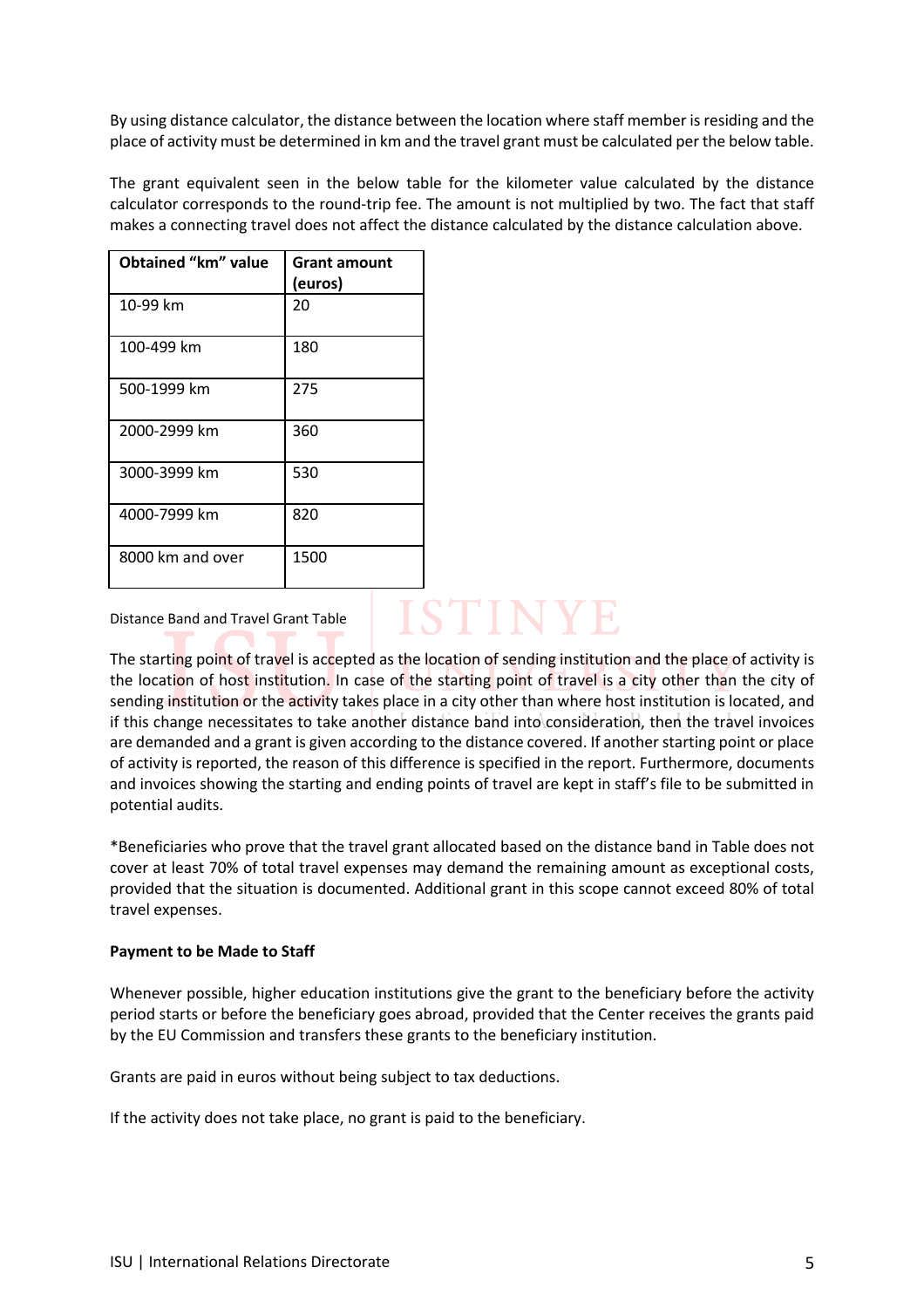By using distance calculator, the distance between the location where staff member is residing and the place of activity must be determined in km and the travel grant must be calculated per the below table.

The grant equivalent seen in the below table for the kilometer value calculated by the distance calculator corresponds to the round-trip fee. The amount is not multiplied by two. The fact that staff makes a connecting travel does not affect the distance calculated by the distance calculation above.

| Obtained "km" value | Grant amount (euros) |
|---|---|
| 10-99 km | 20 |
| 100-499 km | 180 |
| 500-1999 km | 275 |
| 2000-2999 km | 360 |
| 3000-3999 km | 530 |
| 4000-7999 km | 820 |
| 8000 km and over | 1500 |

Distance Band and Travel Grant Table

The starting point of travel is accepted as the location of sending institution and the place of activity is the location of host institution. In case of the starting point of travel is a city other than the city of sending institution or the activity takes place in a city other than where host institution is located, and if this change necessitates to take another distance band into consideration, then the travel invoices are demanded and a grant is given according to the distance covered. If another starting point or place of activity is reported, the reason of this difference is specified in the report. Furthermore, documents and invoices showing the starting and ending points of travel are kept in staff's file to be submitted in potential audits.

*Beneficiaries who prove that the travel grant allocated based on the distance band in Table does not cover at least 70% of total travel expenses may demand the remaining amount as exceptional costs, provided that the situation is documented. Additional grant in this scope cannot exceed 80% of total travel expenses.

**Payment to be Made to Staff**

Whenever possible, higher education institutions give the grant to the beneficiary before the activity period starts or before the beneficiary goes abroad, provided that the Center receives the grants paid by the EU Commission and transfers these grants to the beneficiary institution.

Grants are paid in euros without being subject to tax deductions.

If the activity does not take place, no grant is paid to the beneficiary.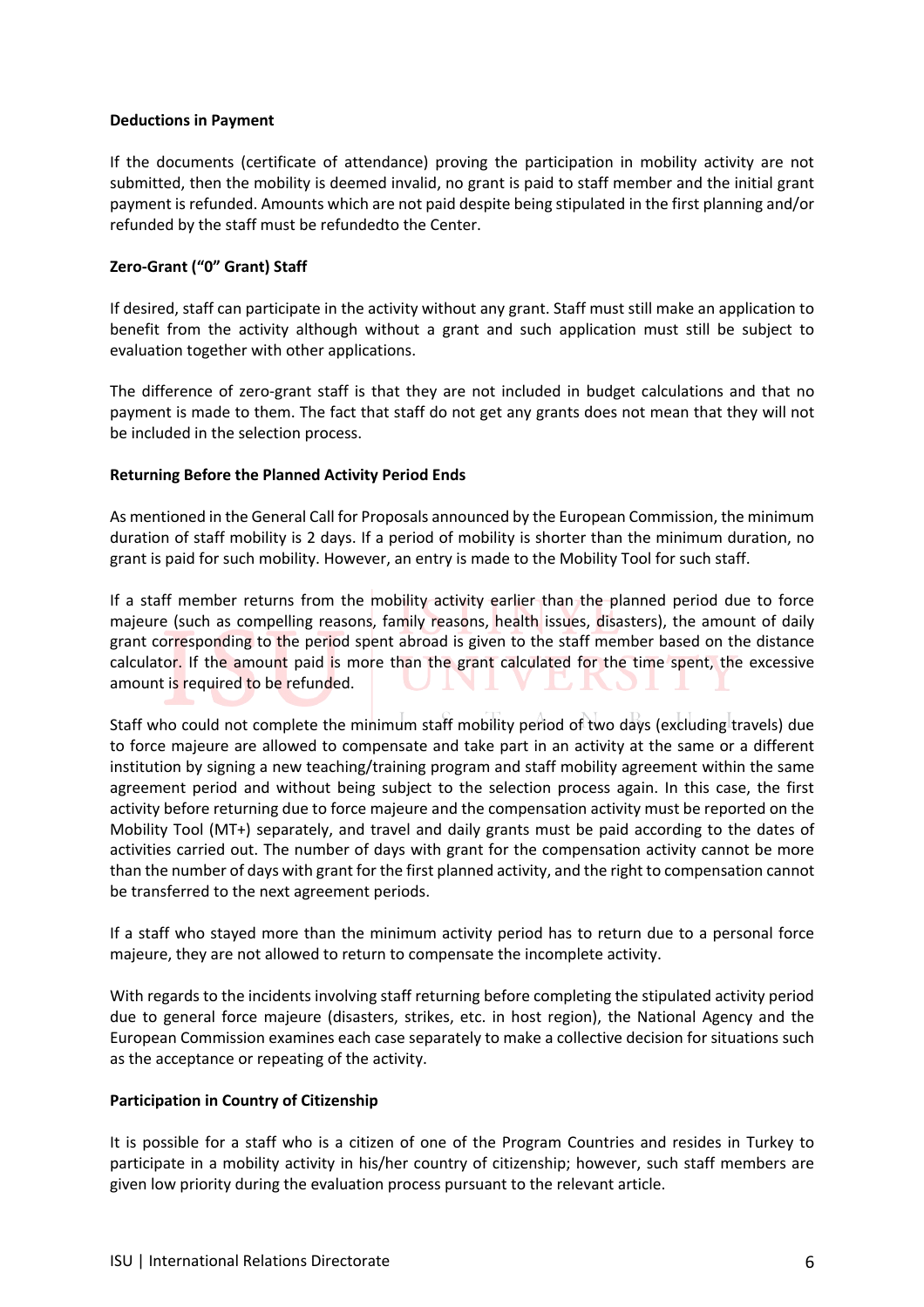**Deductions in Payment**

If the documents (certificate of attendance) proving the participation in mobility activity are not submitted, then the mobility is deemed invalid, no grant is paid to staff member and the initial grant payment is refunded. Amounts which are not paid despite being stipulated in the first planning and/or refunded by the staff must be refundedto the Center.

**Zero-Grant ("0" Grant) Staff**

If desired, staff can participate in the activity without any grant. Staff must still make an application to benefit from the activity although without a grant and such application must still be subject to evaluation together with other applications.

The difference of zero-grant staff is that they are not included in budget calculations and that no payment is made to them. The fact that staff do not get any grants does not mean that they will not be included in the selection process.

**Returning Before the Planned Activity Period Ends**

As mentioned in the General Call for Proposals announced by the European Commission, the minimum duration of staff mobility is 2 days. If a period of mobility is shorter than the minimum duration, no grant is paid for such mobility. However, an entry is made to the Mobility Tool for such staff.

If a staff member returns from the mobility activity earlier than the planned period due to force majeure (such as compelling reasons, family reasons, health issues, disasters), the amount of daily grant corresponding to the period spent abroad is given to the staff member based on the distance calculator. If the amount paid is more than the grant calculated for the time spent, the excessive amount is required to be refunded.

Staff who could not complete the minimum staff mobility period of two days (excluding travels) due to force majeure are allowed to compensate and take part in an activity at the same or a different institution by signing a new teaching/training program and staff mobility agreement within the same agreement period and without being subject to the selection process again. In this case, the first activity before returning due to force majeure and the compensation activity must be reported on the Mobility Tool (MT+) separately, and travel and daily grants must be paid according to the dates of activities carried out. The number of days with grant for the compensation activity cannot be more than the number of days with grant for the first planned activity, and the right to compensation cannot be transferred to the next agreement periods.

If a staff who stayed more than the minimum activity period has to return due to a personal force majeure, they are not allowed to return to compensate the incomplete activity.

With regards to the incidents involving staff returning before completing the stipulated activity period due to general force majeure (disasters, strikes, etc. in host region), the National Agency and the European Commission examines each case separately to make a collective decision for situations such as the acceptance or repeating of the activity.

**Participation in Country of Citizenship**

It is possible for a staff who is a citizen of one of the Program Countries and resides in Turkey to participate in a mobility activity in his/her country of citizenship; however, such staff members are given low priority during the evaluation process pursuant to the relevant article.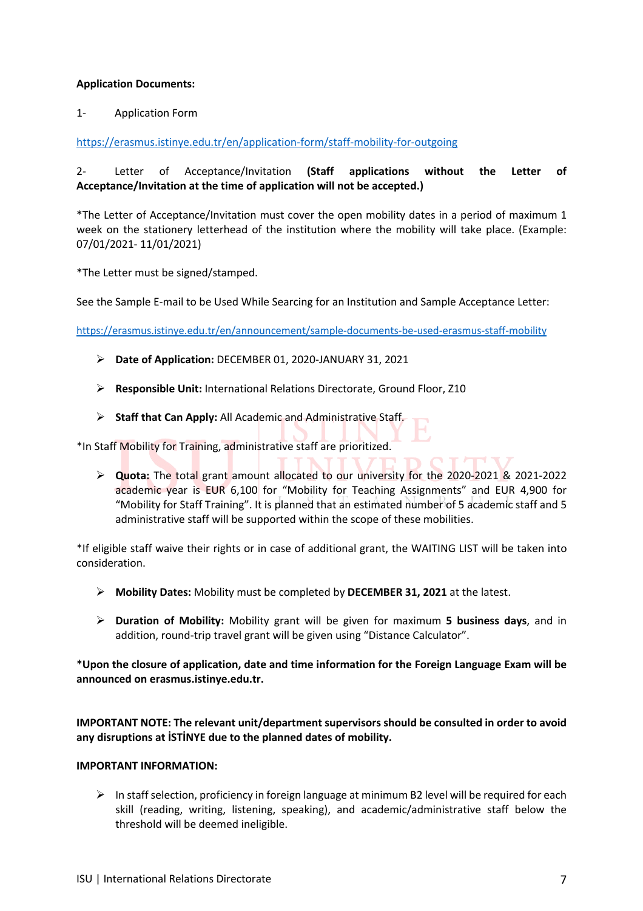**Application Documents:**

1- Application Form

https://erasmus.istinye.edu.tr/en/application-form/staff-mobility-for-outgoing

2- Letter of Acceptance/Invitation **(Staff applications without the Letter of Acceptance/Invitation at the time of application will not be accepted.)**

*The Letter of Acceptance/Invitation must cover the open mobility dates in a period of maximum 1 week on the stationery letterhead of the institution where the mobility will take place. (Example: 07/01/2021- 11/01/2021)

*The Letter must be signed/stamped.

See the Sample E-mail to be Used While Searcing for an Institution and Sample Acceptance Letter:

https://erasmus.istinye.edu.tr/en/announcement/sample-documents-be-used-erasmus-staff-mobility

- **Date of Application:** DECEMBER 01, 2020-JANUARY 31, 2021
- **Responsible Unit:** International Relations Directorate, Ground Floor, Z10
- **Staff that Can Apply:** All Academic and Administrative Staff.

*In Staff Mobility for Training, administrative staff are prioritized.

- **Quota:** The total grant amount allocated to our university for the 2020-2021 & 2021-2022 academic year is EUR 6,100 for "Mobility for Teaching Assignments" and EUR 4,900 for "Mobility for Staff Training". It is planned that an estimated number of 5 academic staff and 5 administrative staff will be supported within the scope of these mobilities.

*If eligible staff waive their rights or in case of additional grant, the WAITING LIST will be taken into consideration.

- **Mobility Dates:** Mobility must be completed by **DECEMBER 31, 2021** at the latest.
- **Duration of Mobility:** Mobility grant will be given for maximum **5 business days**, and in addition, round-trip travel grant will be given using "Distance Calculator".

**\*Upon the closure of application, date and time information for the Foreign Language Exam will be announced on erasmus.istinye.edu.tr.**

**IMPORTANT NOTE: The relevant unit/department supervisors should be consulted in order to avoid any disruptions at İSTİNYE due to the planned dates of mobility.**

**IMPORTANT INFORMATION:**

- In staff selection, proficiency in foreign language at minimum B2 level will be required for each skill (reading, writing, listening, speaking), and academic/administrative staff below the threshold will be deemed ineligible.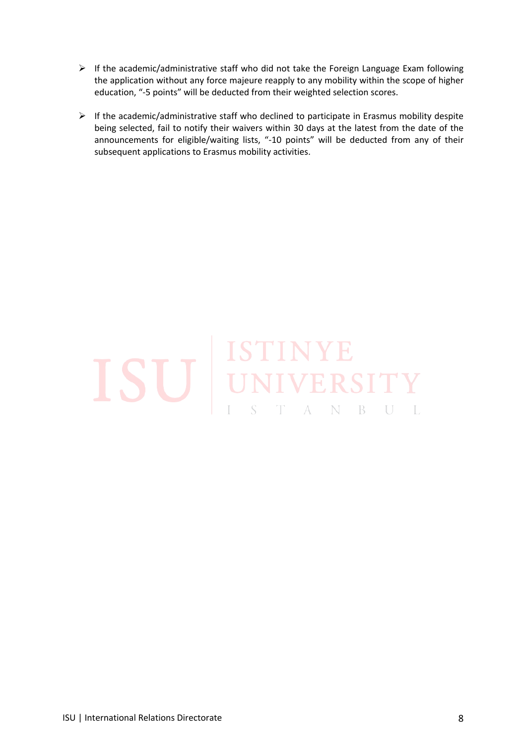- If the academic/administrative staff who did not take the Foreign Language Exam following the application without any force majeure reapply to any mobility within the scope of higher education, "-5 points" will be deducted from their weighted selection scores.

- If the academic/administrative staff who declined to participate in Erasmus mobility despite being selected, fail to notify their waivers within 30 days at the latest from the date of the announcements for eligible/waiting lists, "-10 points" will be deducted from any of their subsequent applications to Erasmus mobility activities.